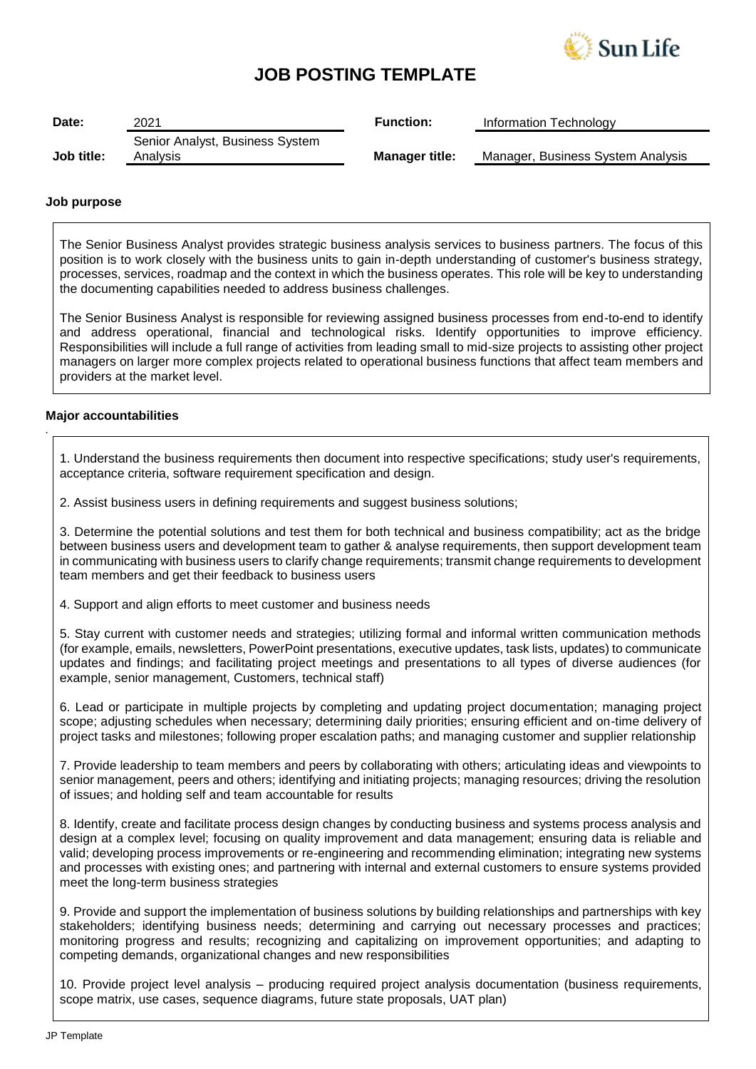# JOB POSTING TEMPLATE

| Date: | 2021 | Function: | Information Technology |
|---|---|---|---|
| Job title: | Senior Analyst, Business System Analysis | Manager title: | Manager, Business System Analysis |

**Job purpose**

The Senior Business Analyst provides strategic business analysis services to business partners. The focus of this position is to work closely with the business units to gain in-depth understanding of customer's business strategy, processes, services, roadmap and the context in which the business operates. This role will be key to understanding the documenting capabilities needed to address business challenges.

The Senior Business Analyst is responsible for reviewing assigned business processes from end-to-end to identify and address operational, financial and technological risks. Identify opportunities to improve efficiency. Responsibilities will include a full range of activities from leading small to mid-size projects to assisting other project managers on larger more complex projects related to operational business functions that affect team members and providers at the market level.

**Major accountabilities**

1. Understand the business requirements then document into respective specifications; study user's requirements, acceptance criteria, software requirement specification and design.

2. Assist business users in defining requirements and suggest business solutions;

3. Determine the potential solutions and test them for both technical and business compatibility; act as the bridge between business users and development team to gather & analyse requirements, then support development team in communicating with business users to clarify change requirements; transmit change requirements to development team members and get their feedback to business users

4. Support and align efforts to meet customer and business needs

5. Stay current with customer needs and strategies; utilizing formal and informal written communication methods (for example, emails, newsletters, PowerPoint presentations, executive updates, task lists, updates) to communicate updates and findings; and facilitating project meetings and presentations to all types of diverse audiences (for example, senior management, Customers, technical staff)

6. Lead or participate in multiple projects by completing and updating project documentation; managing project scope; adjusting schedules when necessary; determining daily priorities; ensuring efficient and on-time delivery of project tasks and milestones; following proper escalation paths; and managing customer and supplier relationship

7. Provide leadership to team members and peers by collaborating with others; articulating ideas and viewpoints to senior management, peers and others; identifying and initiating projects; managing resources; driving the resolution of issues; and holding self and team accountable for results

8. Identify, create and facilitate process design changes by conducting business and systems process analysis and design at a complex level; focusing on quality improvement and data management; ensuring data is reliable and valid; developing process improvements or re-engineering and recommending elimination; integrating new systems and processes with existing ones; and partnering with internal and external customers to ensure systems provided meet the long-term business strategies

9. Provide and support the implementation of business solutions by building relationships and partnerships with key stakeholders; identifying business needs; determining and carrying out necessary processes and practices; monitoring progress and results; recognizing and capitalizing on improvement opportunities; and adapting to competing demands, organizational changes and new responsibilities

10. Provide project level analysis – producing required project analysis documentation (business requirements, scope matrix, use cases, sequence diagrams, future state proposals, UAT plan)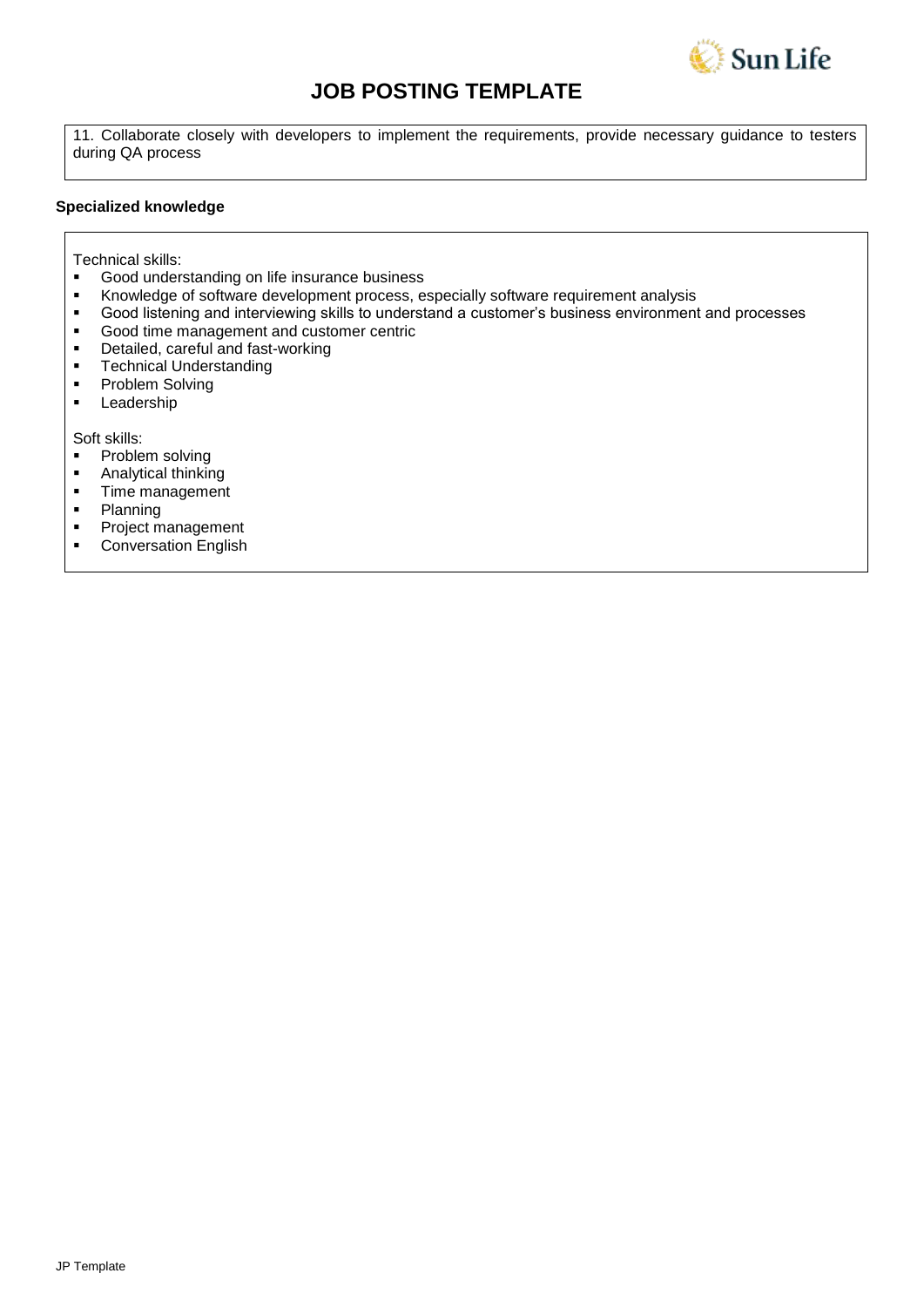11. Collaborate closely with developers to implement the requirements, provide necessary guidance to testers during QA process

**Specialized knowledge**

Technical skills:

- Good understanding on life insurance business
- Knowledge of software development process, especially software requirement analysis
- Good listening and interviewing skills to understand a customer's business environment and processes
- Good time management and customer centric
- Detailed, careful and fast-working
- Technical Understanding
- Problem Solving
- Leadership

Soft skills:

- Problem solving
- Analytical thinking
- Time management
- Planning
- Project management
- Conversation English